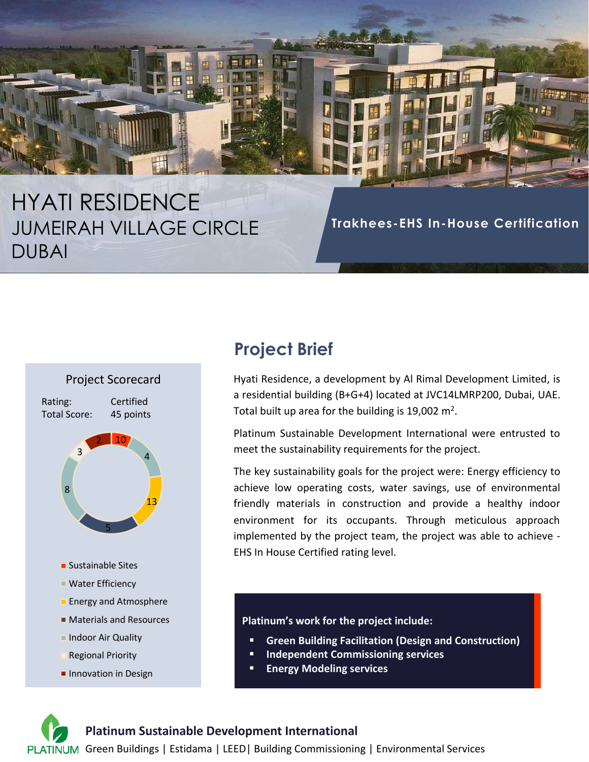# HYATI RESIDENCE
## JUMEIRAH VILLAGE CIRCLE DUBAI

**Trakhees-EHS In-House Certification**

### Project Scorecard

Rating: Certified
Total Score: 45 points

| Category | Points |
|---|---|
| Sustainable Sites | 10 |
| Water Efficiency | 4 |
| Energy and Atmosphere | 13 |
| Materials and Resources | 5 |
| Indoor Air Quality | 8 |
| Regional Priority | 3 |
| Innovation in Design | 2 |

## Project Brief

Hyati Residence, a development by Al Rimal Development Limited, is a residential building (B+G+4) located at JVC14LMRP200, Dubai, UAE. Total built up area for the building is 19,002 $m^2$.

Platinum Sustainable Development International were entrusted to meet the sustainability requirements for the project.

The key sustainability goals for the project were: Energy efficiency to achieve low operating costs, water savings, use of environmental friendly materials in construction and provide a healthy indoor environment for its occupants. Through meticulous approach implemented by the project team, the project was able to achieve - EHS In House Certified rating level.

**Platinum's work for the project include:**

- **Green Building Facilitation (Design and Construction)**
- **Independent Commissioning services**
- **Energy Modeling services**

**Platinum Sustainable Development International**
PLATINUM Green Buildings | Estidama | LEED| Building Commissioning | Environmental Services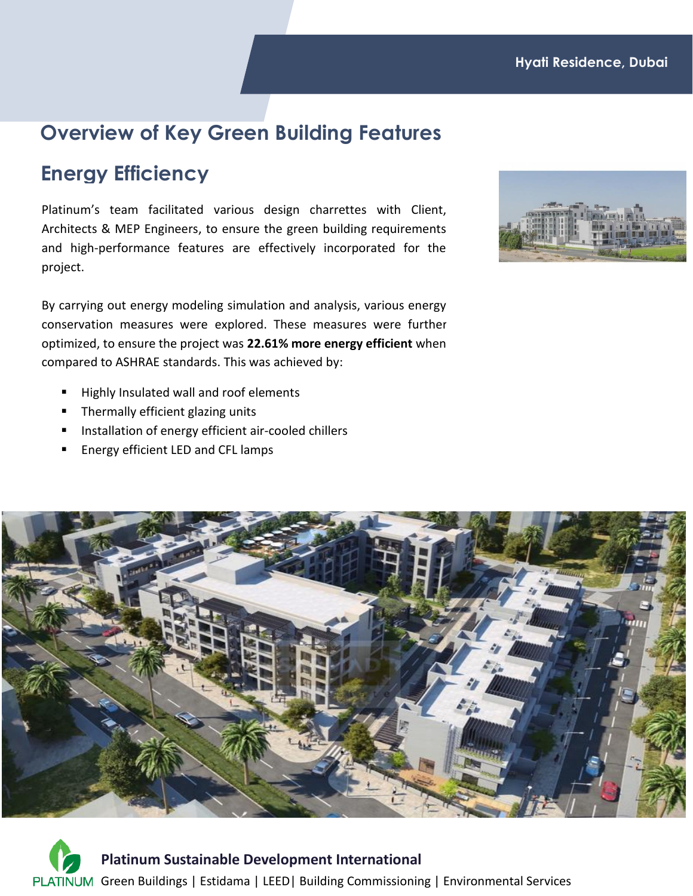# Overview of Key Green Building Features

## Energy Efficiency

Platinum's team facilitated various design charrettes with Client, Architects & MEP Engineers, to ensure the green building requirements and high-performance features are effectively incorporated for the project.

By carrying out energy modeling simulation and analysis, various energy conservation measures were explored. These measures were further optimized, to ensure the project was **22.61% more energy efficient** when compared to ASHRAE standards. This was achieved by:

- Highly Insulated wall and roof elements
- Thermally efficient glazing units
- Installation of energy efficient air-cooled chillers
- Energy efficient LED and CFL lamps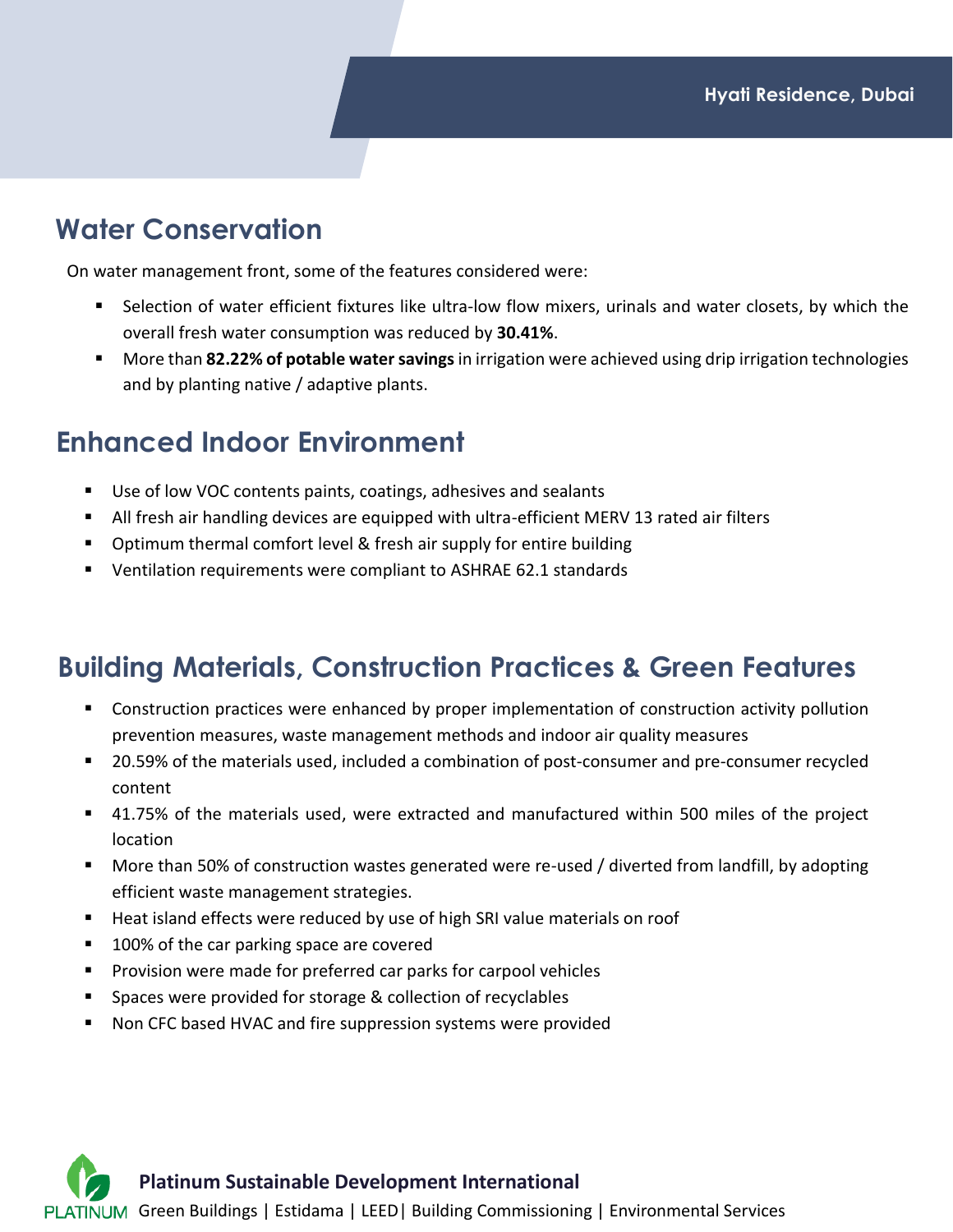## Water Conservation

On water management front, some of the features considered were:

- Selection of water efficient fixtures like ultra-low flow mixers, urinals and water closets, by which the overall fresh water consumption was reduced by **30.41%**.
- More than **82.22% of potable water savings** in irrigation were achieved using drip irrigation technologies and by planting native / adaptive plants.

## Enhanced Indoor Environment

- Use of low VOC contents paints, coatings, adhesives and sealants
- All fresh air handling devices are equipped with ultra-efficient MERV 13 rated air filters
- Optimum thermal comfort level & fresh air supply for entire building
- Ventilation requirements were compliant to ASHRAE 62.1 standards

## Building Materials, Construction Practices & Green Features

- Construction practices were enhanced by proper implementation of construction activity pollution prevention measures, waste management methods and indoor air quality measures
- 20.59% of the materials used, included a combination of post-consumer and pre-consumer recycled content
- 41.75% of the materials used, were extracted and manufactured within 500 miles of the project location
- More than 50% of construction wastes generated were re-used / diverted from landfill, by adopting efficient waste management strategies.
- Heat island effects were reduced by use of high SRI value materials on roof
- 100% of the car parking space are covered
- Provision were made for preferred car parks for carpool vehicles
- Spaces were provided for storage & collection of recyclables
- Non CFC based HVAC and fire suppression systems were provided